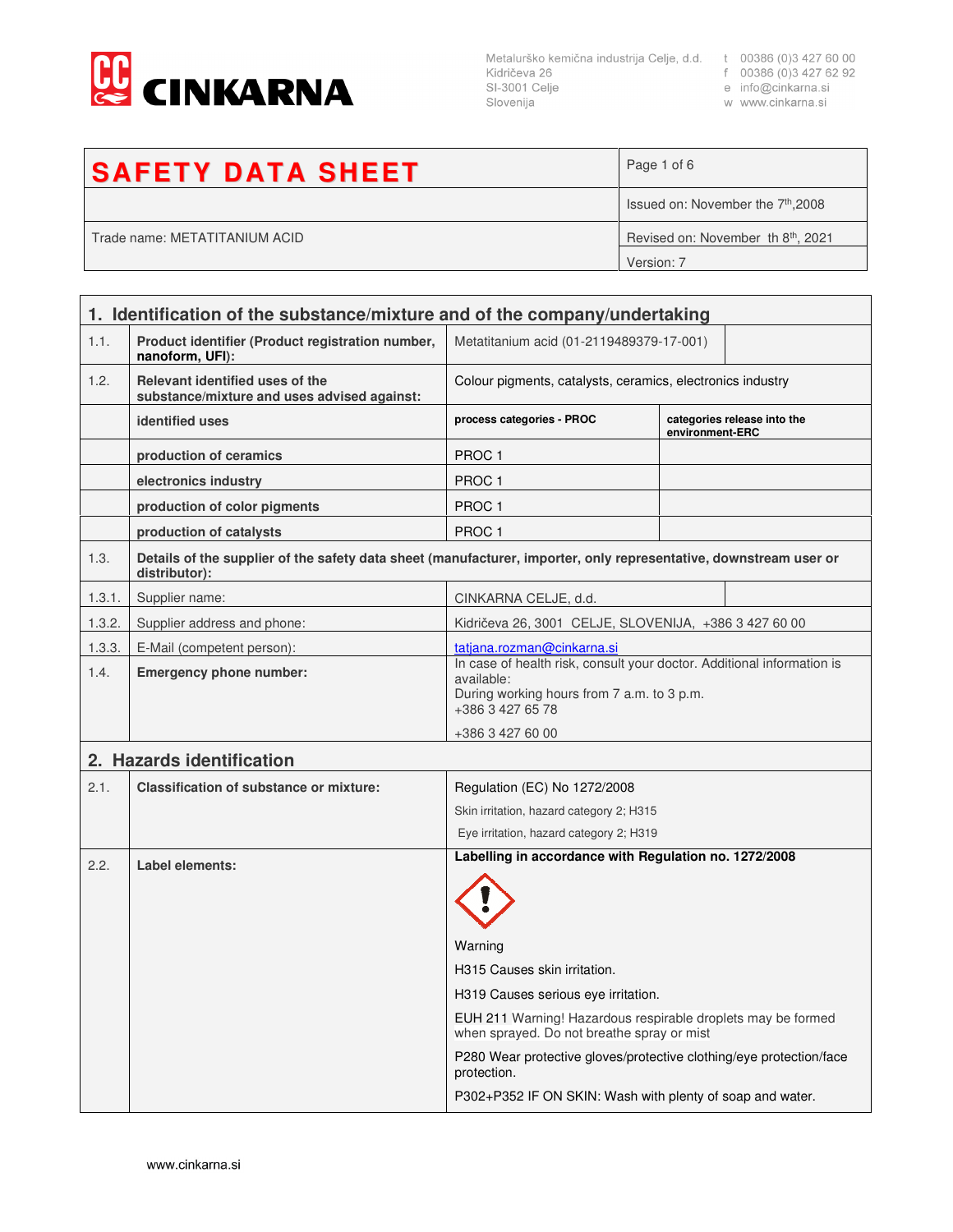CINKARNA

Metalurško kemična industrija Celje, d.d.
Kidričeva 26
SI-3001 Celje
Slovenija

t 00386 (0)3 427 60 00
f 00386 (0)3 427 62 92
e info@cinkarna.si
w www.cinkarna.si

| **SAFETY DATA SHEET** | Page 1 of 6 |
|---|---|
| | Issued on: November the 7th,2008 |
| Trade name: METATITANIUM ACID | Revised on: November th 8th, 2021 |
| | Version: 7 |

## 1. Identification of the substance/mixture and of the company/undertaking

| | | | |
|---|---|---|---|
| 1.1. | **Product identifier (Product registration number, nanoform, UFI):** | Metatitanium acid (01-2119489379-17-001) | |
| 1.2. | **Relevant identified uses of the substance/mixture and uses advised against:** | Colour pigments, catalysts, ceramics, electronics industry | |
| | **identified uses** | **process categories - PROC** | **categories release into the environment-ERC** |
| | **production of ceramics** | PROC 1 | |
| | **electronics industry** | PROC 1 | |
| | **production of color pigments** | PROC 1 | |
| | **production of catalysts** | PROC 1 | |
| 1.3. | **Details of the supplier of the safety data sheet (manufacturer, importer, only representative, downstream user or distributor):** | | |
| 1.3.1. | Supplier name: | CINKARNA CELJE, d.d. | |
| 1.3.2. | Supplier address and phone: | Kidričeva 26, 3001 CELJE, SLOVENIJA, +386 3 427 60 00 | |
| 1.3.3. | E-Mail (competent person): | tatjana.rozman@cinkarna.si | |
| 1.4. | **Emergency phone number:** | In case of health risk, consult your doctor. Additional information is available:<br>During working hours from 7 a.m. to 3 p.m.<br>+386 3 427 65 78<br><br>+386 3 427 60 00 | |

## 2. Hazards identification

| | | |
|---|---|---|
| 2.1. | **Classification of substance or mixture:** | Regulation (EC) No 1272/2008<br>Skin irritation, hazard category 2; H315<br>Eye irritation, hazard category 2; H319 |
| 2.2. | **Label elements:** | **Labelling in accordance with Regulation no. 1272/2008**<br><br>Warning<br>H315 Causes skin irritation.<br>H319 Causes serious eye irritation.<br>EUH 211 Warning! Hazardous respirable droplets may be formed when sprayed. Do not breathe spray or mist<br>P280 Wear protective gloves/protective clothing/eye protection/face protection.<br>P302+P352 IF ON SKIN: Wash with plenty of soap and water. |

www.cinkarna.si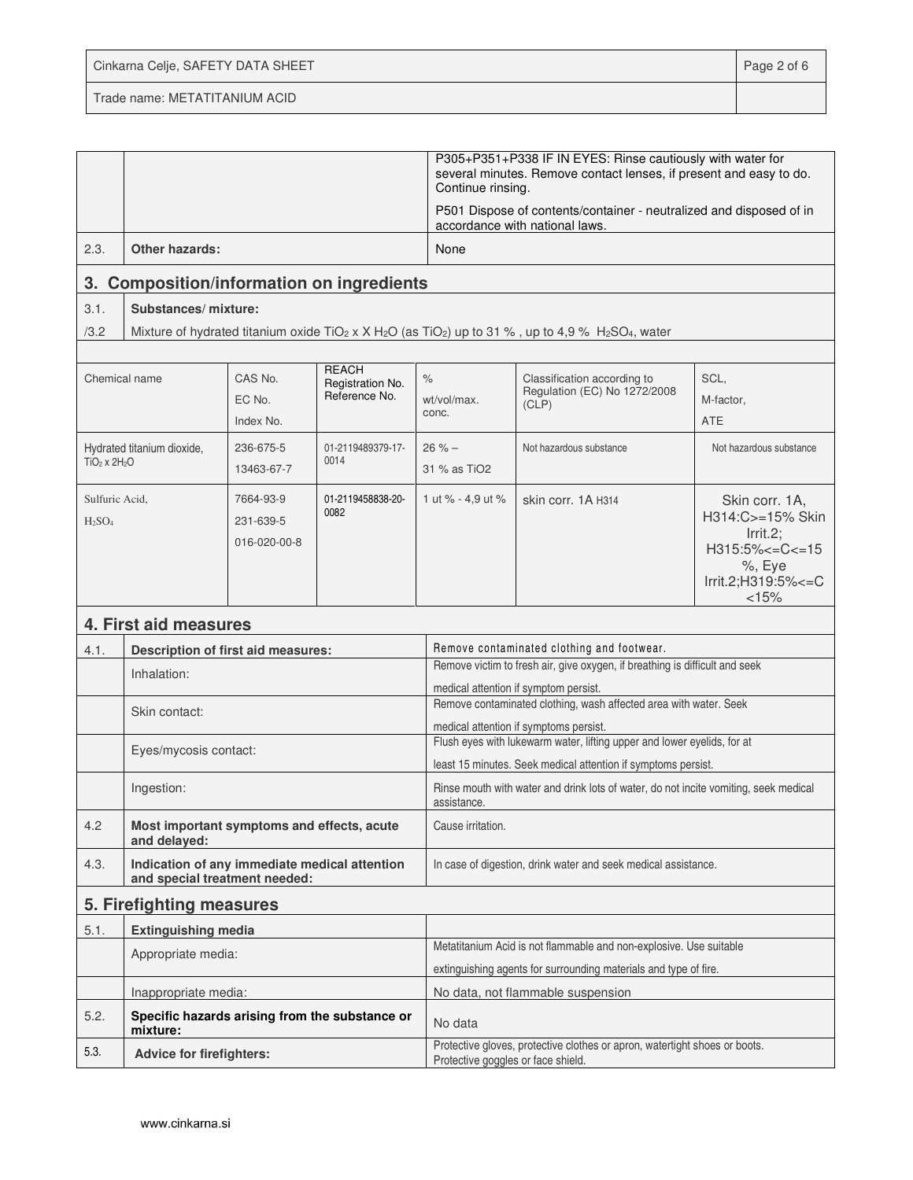| | | |
|---|---|---|
| | | P305+P351+P338 IF IN EYES: Rinse cautiously with water for several minutes. Remove contact lenses, if present and easy to do. Continue rinsing.<br><br>P501 Dispose of contents/container - neutralized and disposed of in accordance with national laws. |
| 2.3. | **Other hazards:** | None |

## 3. Composition/information on ingredients

| | |
|---|---|
| 3.1. | **Substances/ mixture:** |
| /3.2 | Mixture of hydrated titanium oxide $TiO_2$ x X $H_2O$ (as $TiO_2$) up to 31 % , up to 4,9 % $H_2SO_4$, water |

| Chemical name | CAS No.<br>EC No.<br>Index No. | REACH Registration No. Reference No. | %<br>wt/vol/max. conc. | Classification according to Regulation (EC) No 1272/2008 (CLP) | SCL,<br>M-factor,<br>ATE |
|---|---|---|---|---|---|
| Hydrated titanium dioxide, $TiO_2$ x $2H_2O$ | 236-675-5<br>13463-67-7 | 01-2119489379-17-0014 | 26 % –<br>31 % as TiO2 | Not hazardous substance | Not hazardous substance |
| Sulfuric Acid,<br>$H_2SO_4$ | 7664-93-9<br>231-639-5<br>016-020-00-8 | 01-2119458838-20-0082 | 1 ut % - 4,9 ut % | skin corr. 1A H314 | Skin corr. 1A, H314:C>=15% Skin Irrit.2; H315:5%<=C<=15 %, Eye Irrit.2;H319:5%<=C <15% |

## 4. First aid measures

| | | |
|---|---|---|
| 4.1. | **Description of first aid measures:** | Remove contaminated clothing and footwear. |
| | Inhalation: | Remove victim to fresh air, give oxygen, if breathing is difficult and seek medical attention if symptom persist. |
| | Skin contact: | Remove contaminated clothing, wash affected area with water. Seek medical attention if symptoms persist. |
| | Eyes/mycosis contact: | Flush eyes with lukewarm water, lifting upper and lower eyelids, for at least 15 minutes. Seek medical attention if symptoms persist. |
| | Ingestion: | Rinse mouth with water and drink lots of water, do not incite vomiting, seek medical assistance. |
| 4.2 | **Most important symptoms and effects, acute and delayed:** | Cause irritation. |
| 4.3. | **Indication of any immediate medical attention and special treatment needed:** | In case of digestion, drink water and seek medical assistance. |

## 5. Firefighting measures

| | | |
|---|---|---|
| 5.1. | **Extinguishing media** | |
| | Appropriate media: | Metatitanium Acid is not flammable and non-explosive. Use suitable extinguishing agents for surrounding materials and type of fire. |
| | Inappropriate media: | No data, not flammable suspension |
| 5.2. | **Specific hazards arising from the substance or mixture:** | No data |
| 5.3. | **Advice for firefighters:** | Protective gloves, protective clothes or apron, watertight shoes or boots. Protective goggles or face shield. |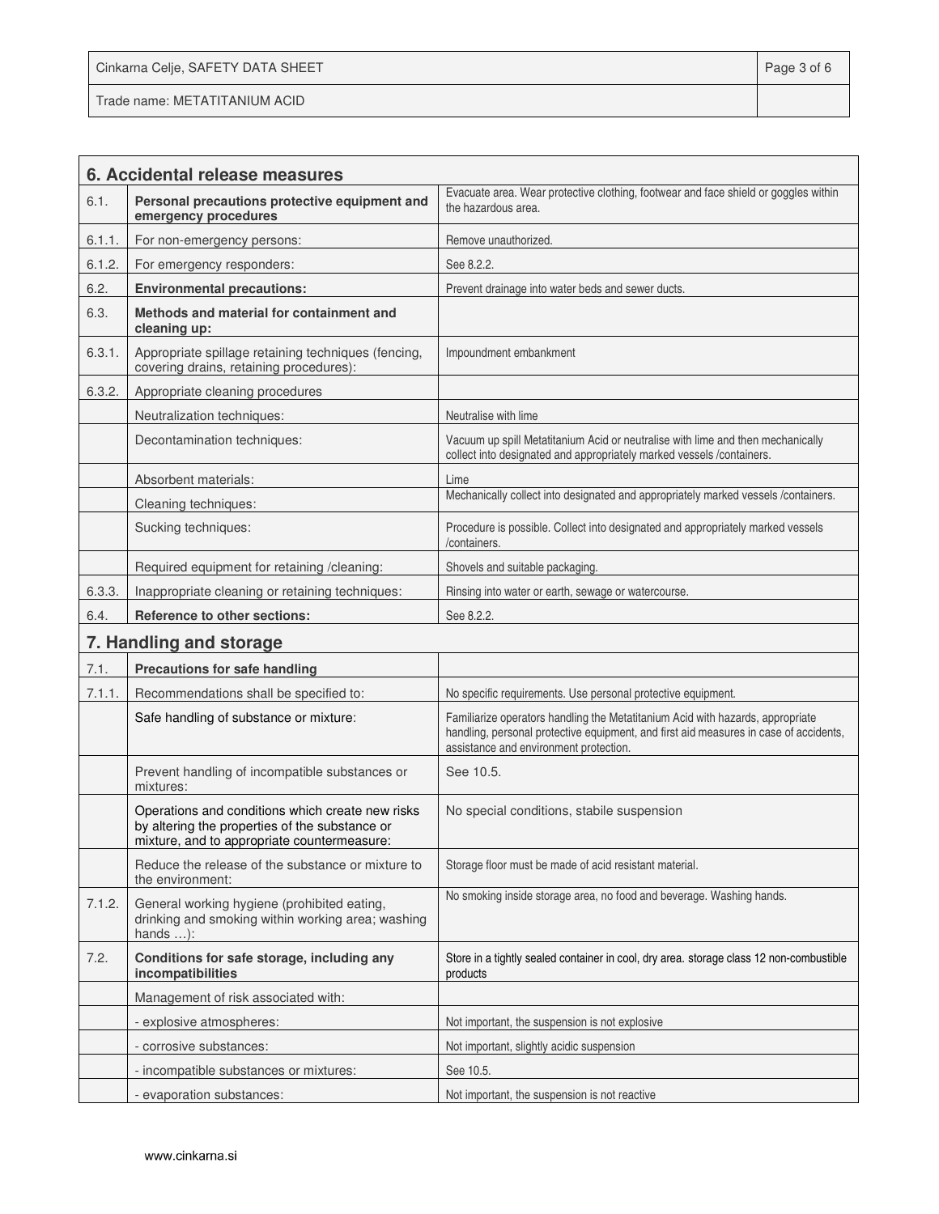## 6. Accidental release measures

| | | |
|---|---|---|
| 6.1. | **Personal precautions protective equipment and emergency procedures** | Evacuate area. Wear protective clothing, footwear and face shield or goggles within the hazardous area. |
| 6.1.1. | For non-emergency persons: | Remove unauthorized. |
| 6.1.2. | For emergency responders: | See 8.2.2. |
| 6.2. | **Environmental precautions:** | Prevent drainage into water beds and sewer ducts. |
| 6.3. | **Methods and material for containment and cleaning up:** | |
| 6.3.1. | Appropriate spillage retaining techniques (fencing, covering drains, retaining procedures): | Impoundment embankment |
| 6.3.2. | Appropriate cleaning procedures | |
| | Neutralization techniques: | Neutralise with lime |
| | Decontamination techniques: | Vacuum up spill Metatitanium Acid or neutralise with lime and then mechanically collect into designated and appropriately marked vessels /containers. |
| | Absorbent materials: | Lime |
| | Cleaning techniques: | Mechanically collect into designated and appropriately marked vessels /containers. |
| | Sucking techniques: | Procedure is possible. Collect into designated and appropriately marked vessels /containers. |
| | Required equipment for retaining /cleaning: | Shovels and suitable packaging. |
| 6.3.3. | Inappropriate cleaning or retaining techniques: | Rinsing into water or earth, sewage or watercourse. |
| 6.4. | **Reference to other sections:** | See 8.2.2. |

## 7. Handling and storage

| | | |
|---|---|---|
| 7.1. | **Precautions for safe handling** | |
| 7.1.1. | Recommendations shall be specified to: | No specific requirements. Use personal protective equipment. |
| | Safe handling of substance or mixture: | Familiarize operators handling the Metatitanium Acid with hazards, appropriate handling, personal protective equipment, and first aid measures in case of accidents, assistance and environment protection. |
| | Prevent handling of incompatible substances or mixtures: | See 10.5. |
| | Operations and conditions which create new risks by altering the properties of the substance or mixture, and to appropriate countermeasure: | No special conditions, stabile suspension |
| | Reduce the release of the substance or mixture to the environment: | Storage floor must be made of acid resistant material. |
| 7.1.2. | General working hygiene (prohibited eating, drinking and smoking within working area; washing hands …): | No smoking inside storage area, no food and beverage. Washing hands. |
| 7.2. | **Conditions for safe storage, including any incompatibilities** | Store in a tightly sealed container in cool, dry area. storage class 12 non-combustible products |
| | Management of risk associated with: | |
| | - explosive atmospheres: | Not important, the suspension is not explosive |
| | - corrosive substances: | Not important, slightly acidic suspension |
| | - incompatible substances or mixtures: | See 10.5. |
| | - evaporation substances: | Not important, the suspension is not reactive |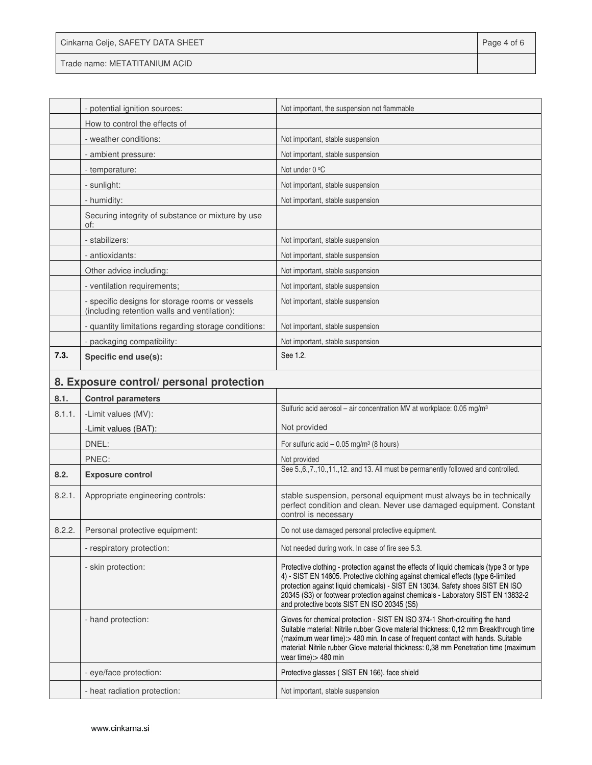| | | |
|---|---|---|
| | - potential ignition sources: | Not important, the suspension not flammable |
| | How to control the effects of | |
| | - weather conditions: | Not important, stable suspension |
| | - ambient pressure: | Not important, stable suspension |
| | - temperature: | Not under 0 °C |
| | - sunlight: | Not important, stable suspension |
| | - humidity: | Not important, stable suspension |
| | Securing integrity of substance or mixture by use of: | |
| | - stabilizers: | Not important, stable suspension |
| | - antioxidants: | Not important, stable suspension |
| | Other advice including: | Not important, stable suspension |
| | - ventilation requirements; | Not important, stable suspension |
| | - specific designs for storage rooms or vessels (including retention walls and ventilation): | Not important, stable suspension |
| | - quantity limitations regarding storage conditions: | Not important, stable suspension |
| | - packaging compatibility: | Not important, stable suspension |
| **7.3.** | **Specific end use(s):** | See 1.2. |

## 8. Exposure control/ personal protection

| | | |
|---|---|---|
| **8.1.** | **Control parameters** | |
| 8.1.1. | -Limit values (MV): | Sulfuric acid aerosol – air concentration MV at workplace: 0.05 mg/m³ |
| | -Limit values (BAT): | Not provided |
| | DNEL: | For sulfuric acid – 0.05 mg/m³ (8 hours) |
| | PNEC: | Not provided |
| **8.2.** | **Exposure control** | See 5.,6.,7.,10.,11.,12. and 13. All must be permanently followed and controlled. |
| 8.2.1. | Appropriate engineering controls: | stable suspension, personal equipment must always be in technically perfect condition and clean. Never use damaged equipment. Constant control is necessary |
| 8.2.2. | Personal protective equipment: | Do not use damaged personal protective equipment. |
| | - respiratory protection: | Not needed during work. In case of fire see 5.3. |
| | - skin protection: | Protective clothing - protection against the effects of liquid chemicals (type 3 or type 4) - SIST EN 14605. Protective clothing against chemical effects (type 6-limited protection against liquid chemicals) - SIST EN 13034. Safety shoes SIST EN ISO 20345 (S3) or footwear protection against chemicals - Laboratory SIST EN 13832-2 and protective boots SIST EN ISO 20345 (S5) |
| | - hand protection: | Gloves for chemical protection - SIST EN ISO 374-1 Short-circuiting the hand Suitable material: Nitrile rubber Glove material thickness: 0,12 mm Breakthrough time (maximum wear time):> 480 min. In case of frequent contact with hands. Suitable material: Nitrile rubber Glove material thickness: 0,38 mm Penetration time (maximum wear time):> 480 min |
| | - eye/face protection: | Protective glasses ( SIST EN 166). face shield |
| | - heat radiation protection: | Not important, stable suspension |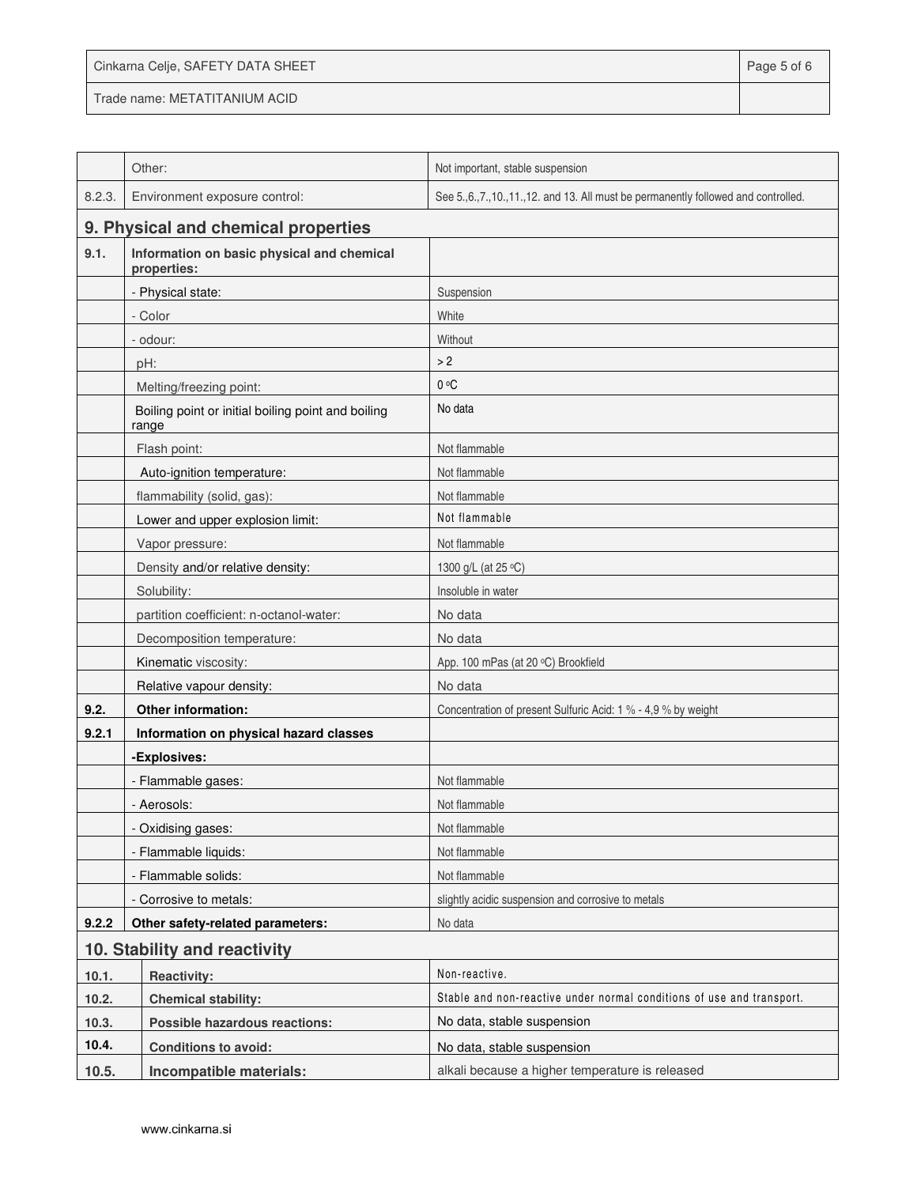| | | |
|---|---|---|
| | Other: | Not important, stable suspension |
| 8.2.3. | Environment exposure control: | See 5.,6.,7.,10.,11.,12. and 13. All must be permanently followed and controlled. |

## 9. Physical and chemical properties

| | | |
|---|---|---|
| **9.1.** | **Information on basic physical and chemical properties:** | |
| | - Physical state: | Suspension |
| | - Color | White |
| | - odour: | Without |
| | pH: | > 2 |
| | Melting/freezing point: | 0 °C |
| | Boiling point or initial boiling point and boiling range | No data |
| | Flash point: | Not flammable |
| | Auto-ignition temperature: | Not flammable |
| | flammability (solid, gas): | Not flammable |
| | Lower and upper explosion limit: | Not flammable |
| | Vapor pressure: | Not flammable |
| | Density and/or relative density: | 1300 g/L (at 25 °C) |
| | Solubility: | Insoluble in water |
| | partition coefficient: n-octanol-water: | No data |
| | Decomposition temperature: | No data |
| | Kinematic viscosity: | App. 100 mPas (at 20 °C) Brookfield |
| | Relative vapour density: | No data |
| **9.2.** | **Other information:** | Concentration of present Sulfuric Acid: 1 % - 4,9 % by weight |
| **9.2.1** | **Information on physical hazard classes** | |
| | **-Explosives:** | |
| | - Flammable gases: | Not flammable |
| | - Aerosols: | Not flammable |
| | - Oxidising gases: | Not flammable |
| | - Flammable liquids: | Not flammable |
| | - Flammable solids: | Not flammable |
| | - Corrosive to metals: | slightly acidic suspension and corrosive to metals |
| **9.2.2** | **Other safety-related parameters:** | No data |

## 10. Stability and reactivity

| | | |
|---|---|---|
| **10.1.** | **Reactivity:** | Non-reactive. |
| **10.2.** | **Chemical stability:** | Stable and non-reactive under normal conditions of use and transport. |
| **10.3.** | **Possible hazardous reactions:** | No data, stable suspension |
| **10.4.** | **Conditions to avoid:** | No data, stable suspension |
| **10.5.** | **Incompatible materials:** | alkali because a higher temperature is released |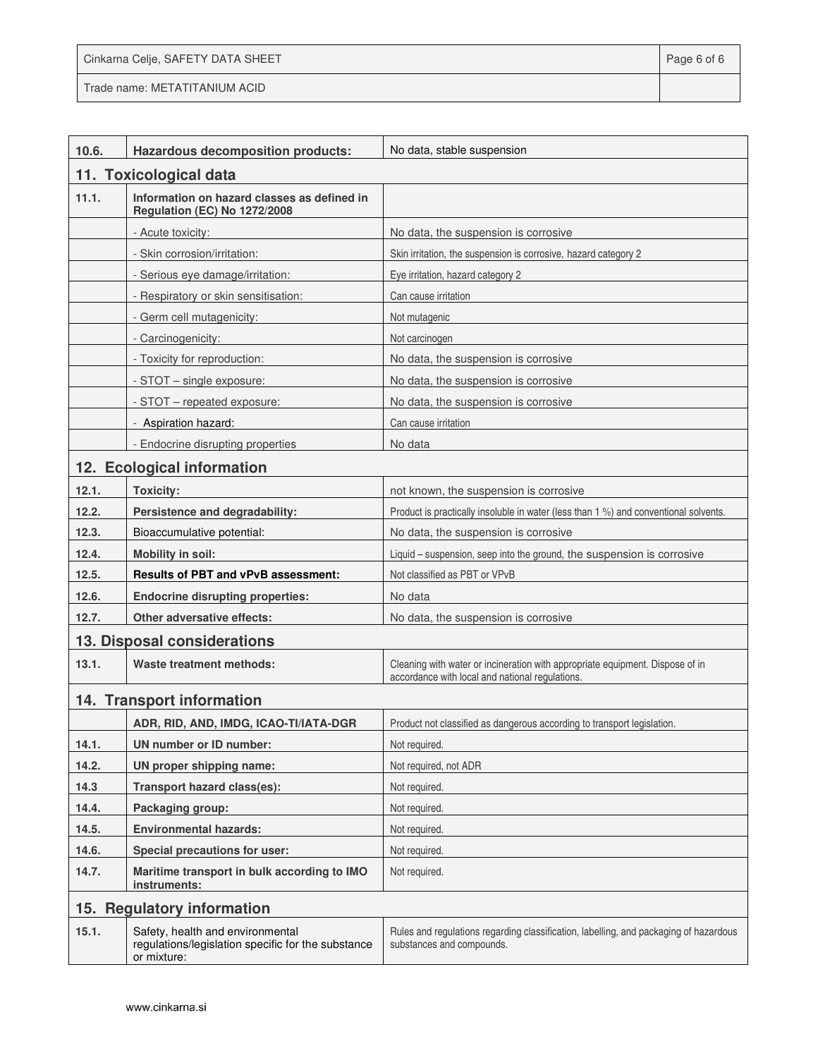| | | |
|---|---|---|
| **10.6.** | **Hazardous decomposition products:** | No data, stable suspension |

## 11. Toxicological data

| | | |
|---|---|---|
| **11.1.** | **Information on hazard classes as defined in Regulation (EC) No 1272/2008** | |
| | - Acute toxicity: | No data, the suspension is corrosive |
| | - Skin corrosion/irritation: | Skin irritation, the suspension is corrosive, hazard category 2 |
| | - Serious eye damage/irritation: | Eye irritation, hazard category 2 |
| | - Respiratory or skin sensitisation: | Can cause irritation |
| | - Germ cell mutagenicity: | Not mutagenic |
| | - Carcinogenicity: | Not carcinogen |
| | - Toxicity for reproduction: | No data, the suspension is corrosive |
| | - STOT – single exposure: | No data, the suspension is corrosive |
| | - STOT – repeated exposure: | No data, the suspension is corrosive |
| | - Aspiration hazard: | Can cause irritation |
| | - Endocrine disrupting properties | No data |

## 12. Ecological information

| | | |
|---|---|---|
| **12.1.** | **Toxicity:** | not known, the suspension is corrosive |
| **12.2.** | **Persistence and degradability:** | Product is practically insoluble in water (less than 1 %) and conventional solvents. |
| **12.3.** | Bioaccumulative potential: | No data, the suspension is corrosive |
| **12.4.** | **Mobility in soil:** | Liquid – suspension, seep into the ground, the suspension is corrosive |
| **12.5.** | **Results of PBT and vPvB assessment:** | Not classified as PBT or VPvB |
| **12.6.** | **Endocrine disrupting properties:** | No data |
| **12.7.** | **Other adversative effects:** | No data, the suspension is corrosive |

## 13. Disposal considerations

| | | |
|---|---|---|
| **13.1.** | **Waste treatment methods:** | Cleaning with water or incineration with appropriate equipment. Dispose of in accordance with local and national regulations. |

## 14. Transport information

| | | |
|---|---|---|
| | **ADR, RID, AND, IMDG, ICAO-TI/IATA-DGR** | Product not classified as dangerous according to transport legislation. |
| **14.1.** | **UN number or ID number:** | Not required. |
| **14.2.** | **UN proper shipping name:** | Not required, not ADR |
| **14.3** | **Transport hazard class(es):** | Not required. |
| **14.4.** | **Packaging group:** | Not required. |
| **14.5.** | **Environmental hazards:** | Not required. |
| **14.6.** | **Special precautions for user:** | Not required. |
| **14.7.** | **Maritime transport in bulk according to IMO instruments:** | Not required. |

## 15. Regulatory information

| | | |
|---|---|---|
| **15.1.** | Safety, health and environmental regulations/legislation specific for the substance or mixture: | Rules and regulations regarding classification, labelling, and packaging of hazardous substances and compounds. |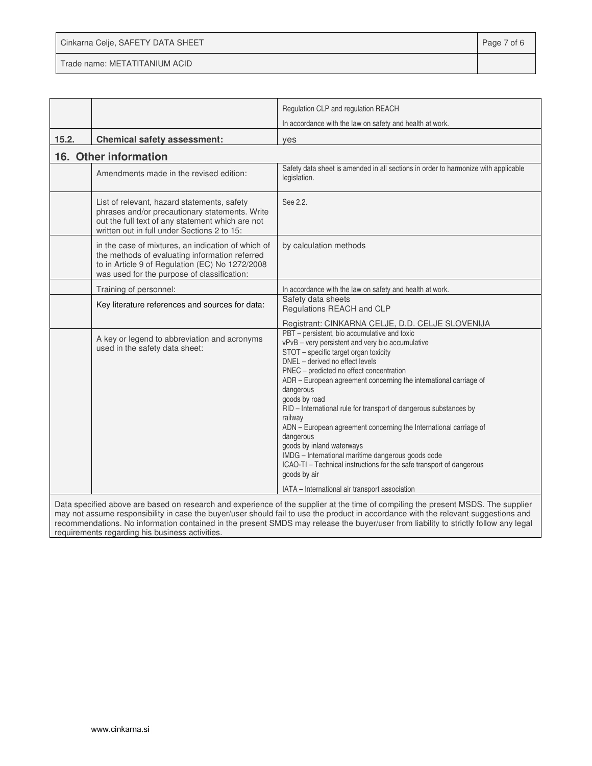| | | |
|---|---|---|
| | | Regulation CLP and regulation REACH<br>In accordance with the law on safety and health at work. |
| 15.2. | **Chemical safety assessment:** | yes |

## 16. Other information

| | | |
|---|---|---|
| | Amendments made in the revised edition: | Safety data sheet is amended in all sections in order to harmonize with applicable legislation. |
| | List of relevant, hazard statements, safety phrases and/or precautionary statements. Write out the full text of any statement which are not written out in full under Sections 2 to 15: | See 2.2. |
| | in the case of mixtures, an indication of which of the methods of evaluating information referred to in Article 9 of Regulation (EC) No 1272/2008 was used for the purpose of classification: | by calculation methods |
| | Training of personnel: | In accordance with the law on safety and health at work. |
| | Key literature references and sources for data: | Safety data sheets<br>Regulations REACH and CLP<br>Registrant: CINKARNA CELJE, D.D. CELJE SLOVENIJA |
| | A key or legend to abbreviation and acronyms used in the safety data sheet: | PBT – persistent, bio accumulative and toxic<br>vPvB – very persistent and very bio accumulative<br>STOT – specific target organ toxicity<br>DNEL – derived no effect levels<br>PNEC – predicted no effect concentration<br>ADR – European agreement concerning the international carriage of dangerous goods by road<br>RID – International rule for transport of dangerous substances by railway<br>ADN – European agreement concerning the International carriage of dangerous goods by inland waterways<br>IMDG – International maritime dangerous goods code<br>ICAO-TI – Technical instructions for the safe transport of dangerous goods by air<br>IATA – International air transport association |

Data specified above are based on research and experience of the supplier at the time of compiling the present MSDS. The supplier may not assume responsibility in case the buyer/user should fail to use the product in accordance with the relevant suggestions and recommendations. No information contained in the present SMDS may release the buyer/user from liability to strictly follow any legal requirements regarding his business activities.